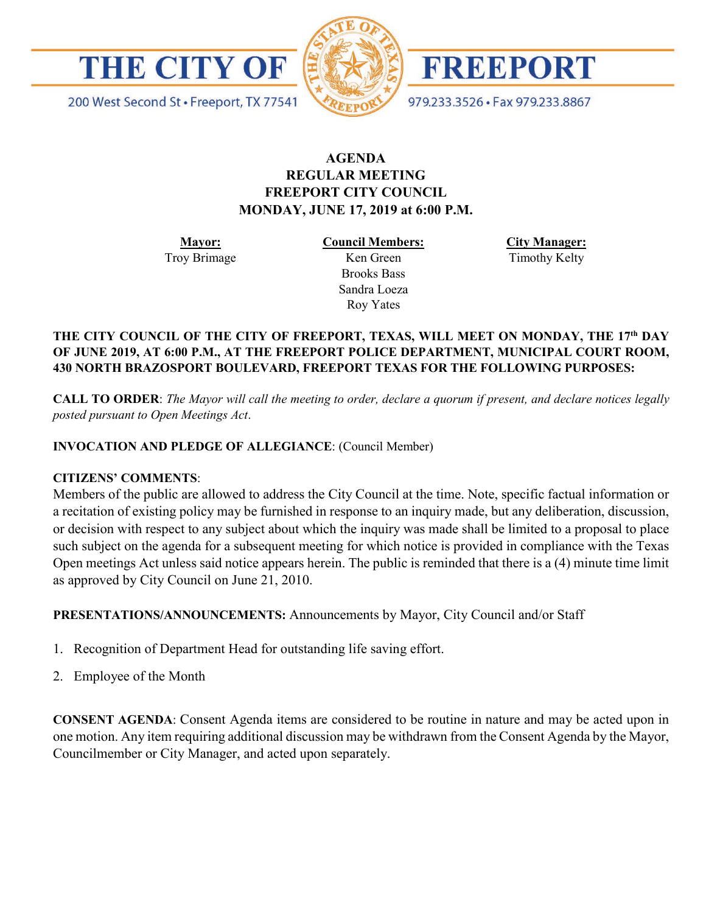# THE CITY OF FREEPORT

200 West Second St • Freeport, TX 77541

979.233.3526 • Fax 979.233.8867

## AGENDA
## REGULAR MEETING
## FREEPORT CITY COUNCIL
## MONDAY, JUNE 17, 2019 at 6:00 P.M.

| **Mayor:** | **Council Members:** | **City Manager:** |
| --- | --- | --- |
| Troy Brimage | Ken Green | Timothy Kelty |
| | Brooks Bass | |
| | Sandra Loeza | |
| | Roy Yates | |

**THE CITY COUNCIL OF THE CITY OF FREEPORT, TEXAS, WILL MEET ON MONDAY, THE 17th DAY OF JUNE 2019, AT 6:00 P.M., AT THE FREEPORT POLICE DEPARTMENT, MUNICIPAL COURT ROOM, 430 NORTH BRAZOSPORT BOULEVARD, FREEPORT TEXAS FOR THE FOLLOWING PURPOSES:**

**CALL TO ORDER**: *The Mayor will call the meeting to order, declare a quorum if present, and declare notices legally posted pursuant to Open Meetings Act*.

**INVOCATION AND PLEDGE OF ALLEGIANCE**: (Council Member)

**CITIZENS' COMMENTS**:
Members of the public are allowed to address the City Council at the time. Note, specific factual information or a recitation of existing policy may be furnished in response to an inquiry made, but any deliberation, discussion, or decision with respect to any subject about which the inquiry was made shall be limited to a proposal to place such subject on the agenda for a subsequent meeting for which notice is provided in compliance with the Texas Open meetings Act unless said notice appears herein. The public is reminded that there is a (4) minute time limit as approved by City Council on June 21, 2010.

**PRESENTATIONS/ANNOUNCEMENTS:** Announcements by Mayor, City Council and/or Staff

1. Recognition of Department Head for outstanding life saving effort.
2. Employee of the Month

**CONSENT AGENDA**: Consent Agenda items are considered to be routine in nature and may be acted upon in one motion. Any item requiring additional discussion may be withdrawn from the Consent Agenda by the Mayor, Councilmember or City Manager, and acted upon separately.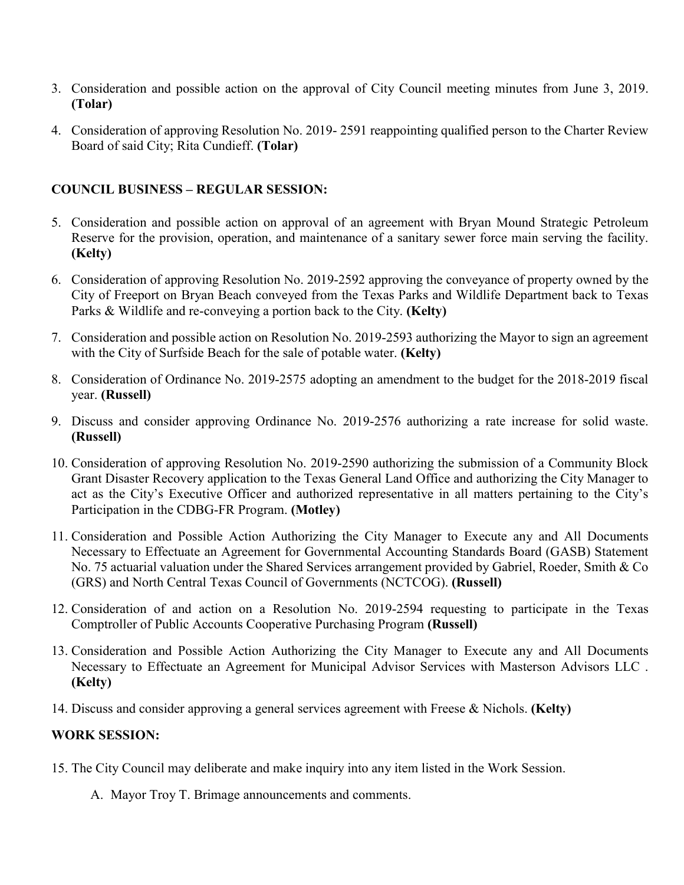3. Consideration and possible action on the approval of City Council meeting minutes from June 3, 2019. **(Tolar)**

4. Consideration of approving Resolution No. 2019- 2591 reappointing qualified person to the Charter Review Board of said City; Rita Cundieff. **(Tolar)**

**COUNCIL BUSINESS – REGULAR SESSION:**

5. Consideration and possible action on approval of an agreement with Bryan Mound Strategic Petroleum Reserve for the provision, operation, and maintenance of a sanitary sewer force main serving the facility. **(Kelty)**

6. Consideration of approving Resolution No. 2019-2592 approving the conveyance of property owned by the City of Freeport on Bryan Beach conveyed from the Texas Parks and Wildlife Department back to Texas Parks & Wildlife and re-conveying a portion back to the City. **(Kelty)**

7. Consideration and possible action on Resolution No. 2019-2593 authorizing the Mayor to sign an agreement with the City of Surfside Beach for the sale of potable water. **(Kelty)**

8. Consideration of Ordinance No. 2019-2575 adopting an amendment to the budget for the 2018-2019 fiscal year. **(Russell)**

9. Discuss and consider approving Ordinance No. 2019-2576 authorizing a rate increase for solid waste. **(Russell)**

10. Consideration of approving Resolution No. 2019-2590 authorizing the submission of a Community Block Grant Disaster Recovery application to the Texas General Land Office and authorizing the City Manager to act as the City's Executive Officer and authorized representative in all matters pertaining to the City's Participation in the CDBG-FR Program. **(Motley)**

11. Consideration and Possible Action Authorizing the City Manager to Execute any and All Documents Necessary to Effectuate an Agreement for Governmental Accounting Standards Board (GASB) Statement No. 75 actuarial valuation under the Shared Services arrangement provided by Gabriel, Roeder, Smith & Co (GRS) and North Central Texas Council of Governments (NCTCOG). **(Russell)**

12. Consideration of and action on a Resolution No. 2019-2594 requesting to participate in the Texas Comptroller of Public Accounts Cooperative Purchasing Program **(Russell)**

13. Consideration and Possible Action Authorizing the City Manager to Execute any and All Documents Necessary to Effectuate an Agreement for Municipal Advisor Services with Masterson Advisors LLC . **(Kelty)**

14. Discuss and consider approving a general services agreement with Freese & Nichols. **(Kelty)**

**WORK SESSION:**

15. The City Council may deliberate and make inquiry into any item listed in the Work Session.

    A. Mayor Troy T. Brimage announcements and comments.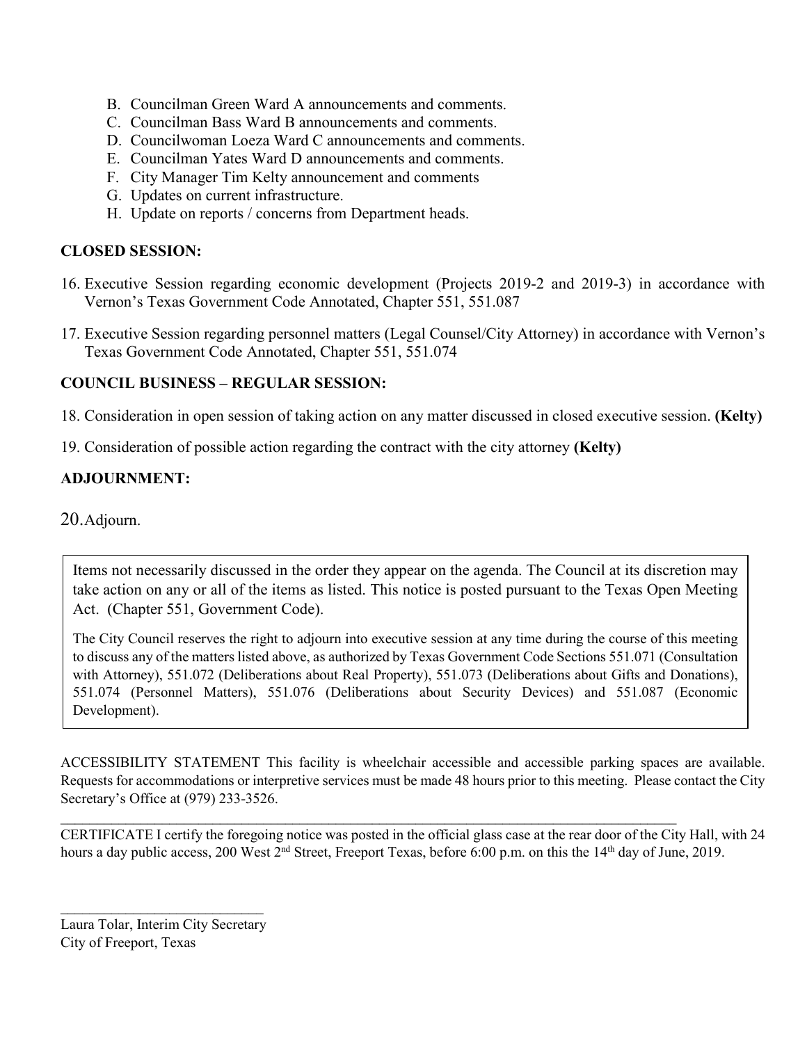B. Councilman Green Ward A announcements and comments.
C. Councilman Bass Ward B announcements and comments.
D. Councilwoman Loeza Ward C announcements and comments.
E. Councilman Yates Ward D announcements and comments.
F. City Manager Tim Kelty announcement and comments
G. Updates on current infrastructure.
H. Update on reports / concerns from Department heads.

**CLOSED SESSION:**

16. Executive Session regarding economic development (Projects 2019-2 and 2019-3) in accordance with Vernon's Texas Government Code Annotated, Chapter 551, 551.087

17. Executive Session regarding personnel matters (Legal Counsel/City Attorney) in accordance with Vernon's Texas Government Code Annotated, Chapter 551, 551.074

**COUNCIL BUSINESS – REGULAR SESSION:**

18. Consideration in open session of taking action on any matter discussed in closed executive session. **(Kelty)**

19. Consideration of possible action regarding the contract with the city attorney **(Kelty)**

**ADJOURNMENT:**

20. Adjourn.

Items not necessarily discussed in the order they appear on the agenda. The Council at its discretion may take action on any or all of the items as listed. This notice is posted pursuant to the Texas Open Meeting Act. (Chapter 551, Government Code).

The City Council reserves the right to adjourn into executive session at any time during the course of this meeting to discuss any of the matters listed above, as authorized by Texas Government Code Sections 551.071 (Consultation with Attorney), 551.072 (Deliberations about Real Property), 551.073 (Deliberations about Gifts and Donations), 551.074 (Personnel Matters), 551.076 (Deliberations about Security Devices) and 551.087 (Economic Development).

ACCESSIBILITY STATEMENT This facility is wheelchair accessible and accessible parking spaces are available. Requests for accommodations or interpretive services must be made 48 hours prior to this meeting. Please contact the City Secretary's Office at (979) 233-3526.

---

CERTIFICATE I certify the foregoing notice was posted in the official glass case at the rear door of the City Hall, with 24 hours a day public access, 200 West 2nd Street, Freeport Texas, before 6:00 p.m. on this the 14th day of June, 2019.

\_\_\_\_\_\_\_\_\_\_\_\_\_\_\_\_\_\_\_\_\_\_\_\_\_\_\_\_\_\_

Laura Tolar, Interim City Secretary
City of Freeport, Texas